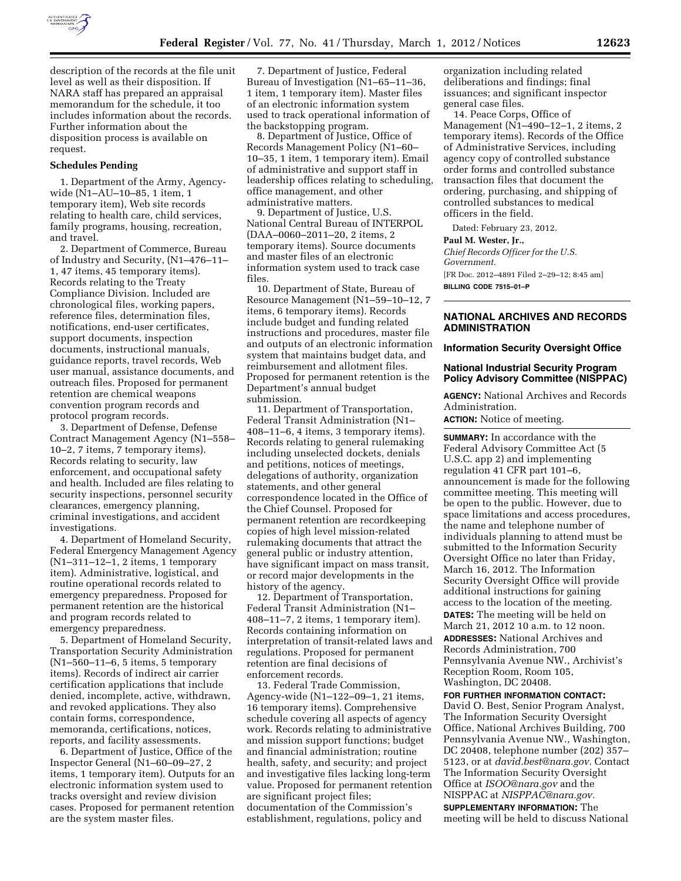description of the records at the file unit level as well as their disposition. If NARA staff has prepared an appraisal memorandum for the schedule, it too includes information about the records. Further information about the disposition process is available on request.

**Schedules Pending**

1. Department of the Army, Agency-wide (N1–AU–10–85, 1 item, 1 temporary item), Web site records relating to health care, child services, family programs, housing, recreation, and travel.

2. Department of Commerce, Bureau of Industry and Security, (N1–476–11–1, 47 items, 45 temporary items). Records relating to the Treaty Compliance Division. Included are chronological files, working papers, reference files, determination files, notifications, end-user certificates, support documents, inspection documents, instructional manuals, guidance reports, travel records, Web user manual, assistance documents, and outreach files. Proposed for permanent retention are chemical weapons convention program records and protocol program records.

3. Department of Defense, Defense Contract Management Agency (N1–558–10–2, 7 items, 7 temporary items). Records relating to security, law enforcement, and occupational safety and health. Included are files relating to security inspections, personnel security clearances, emergency planning, criminal investigations, and accident investigations.

4. Department of Homeland Security, Federal Emergency Management Agency (N1–311–12–1, 2 items, 1 temporary item). Administrative, logistical, and routine operational records related to emergency preparedness. Proposed for permanent retention are the historical and program records related to emergency preparedness.

5. Department of Homeland Security, Transportation Security Administration (N1–560–11–6, 5 items, 5 temporary items). Records of indirect air carrier certification applications that include denied, incomplete, active, withdrawn, and revoked applications. They also contain forms, correspondence, memoranda, certifications, notices, reports, and facility assessments.

6. Department of Justice, Office of the Inspector General (N1–60–09–27, 2 items, 1 temporary item). Outputs for an electronic information system used to tracks oversight and review division cases. Proposed for permanent retention are the system master files.

7. Department of Justice, Federal Bureau of Investigation (N1–65–11–36, 1 item, 1 temporary item). Master files of an electronic information system used to track operational information of the backstopping program.

8. Department of Justice, Office of Records Management Policy (N1–60–10–35, 1 item, 1 temporary item). Email of administrative and support staff in leadership offices relating to scheduling, office management, and other administrative matters.

9. Department of Justice, U.S. National Central Bureau of INTERPOL (DAA–0060–2011–20, 2 items, 2 temporary items). Source documents and master files of an electronic information system used to track case files.

10. Department of State, Bureau of Resource Management (N1–59–10–12, 7 items, 6 temporary items). Records include budget and funding related instructions and procedures, master file and outputs of an electronic information system that maintains budget data, and reimbursement and allotment files. Proposed for permanent retention is the Department's annual budget submission.

11. Department of Transportation, Federal Transit Administration (N1–408–11–6, 4 items, 3 temporary items). Records relating to general rulemaking including unselected dockets, denials and petitions, notices of meetings, delegations of authority, organization statements, and other general correspondence located in the Office of the Chief Counsel. Proposed for permanent retention are recordkeeping copies of high level mission-related rulemaking documents that attract the general public or industry attention, have significant impact on mass transit, or record major developments in the history of the agency.

12. Department of Transportation, Federal Transit Administration (N1–408–11–7, 2 items, 1 temporary item). Records containing information on interpretation of transit-related laws and regulations. Proposed for permanent retention are final decisions of enforcement records.

13. Federal Trade Commission, Agency-wide (N1–122–09–1, 21 items, 16 temporary items). Comprehensive schedule covering all aspects of agency work. Records relating to administrative and mission support functions; budget and financial administration; routine health, safety, and security; and project and investigative files lacking long-term value. Proposed for permanent retention are significant project files; documentation of the Commission's establishment, regulations, policy and organization including related deliberations and findings; final issuances; and significant inspector general case files.

14. Peace Corps, Office of Management (N1–490–12–1, 2 items, 2 temporary items). Records of the Office of Administrative Services, including agency copy of controlled substance order forms and controlled substance transaction files that document the ordering, purchasing, and shipping of controlled substances to medical officers in the field.

Dated: February 23, 2012.

**Paul M. Wester, Jr.,**

*Chief Records Officer for the U.S. Government.*

[FR Doc. 2012–4891 Filed 2–29–12; 8:45 am]

**BILLING CODE 7515–01–P**

---

## NATIONAL ARCHIVES AND RECORDS ADMINISTRATION

### Information Security Oversight Office

### National Industrial Security Program Policy Advisory Committee (NISPPAC)

**AGENCY:** National Archives and Records Administration.

**ACTION:** Notice of meeting.

**SUMMARY:** In accordance with the Federal Advisory Committee Act (5 U.S.C. app 2) and implementing regulation 41 CFR part 101–6, announcement is made for the following committee meeting. This meeting will be open to the public. However, due to space limitations and access procedures, the name and telephone number of individuals planning to attend must be submitted to the Information Security Oversight Office no later than Friday, March 16, 2012. The Information Security Oversight Office will provide additional instructions for gaining access to the location of the meeting.

**DATES:** The meeting will be held on March 21, 2012 10 a.m. to 12 noon.

**ADDRESSES:** National Archives and Records Administration, 700 Pennsylvania Avenue NW., Archivist's Reception Room, Room 105, Washington, DC 20408.

**FOR FURTHER INFORMATION CONTACT:** David O. Best, Senior Program Analyst, The Information Security Oversight Office, National Archives Building, 700 Pennsylvania Avenue NW., Washington, DC 20408, telephone number (202) 357–5123, or at *david.best@nara.gov.* Contact The Information Security Oversight Office at *ISOO@nara.gov* and the NISPPAC at *NISPPAC@nara.gov.*

**SUPPLEMENTARY INFORMATION:** The meeting will be held to discuss National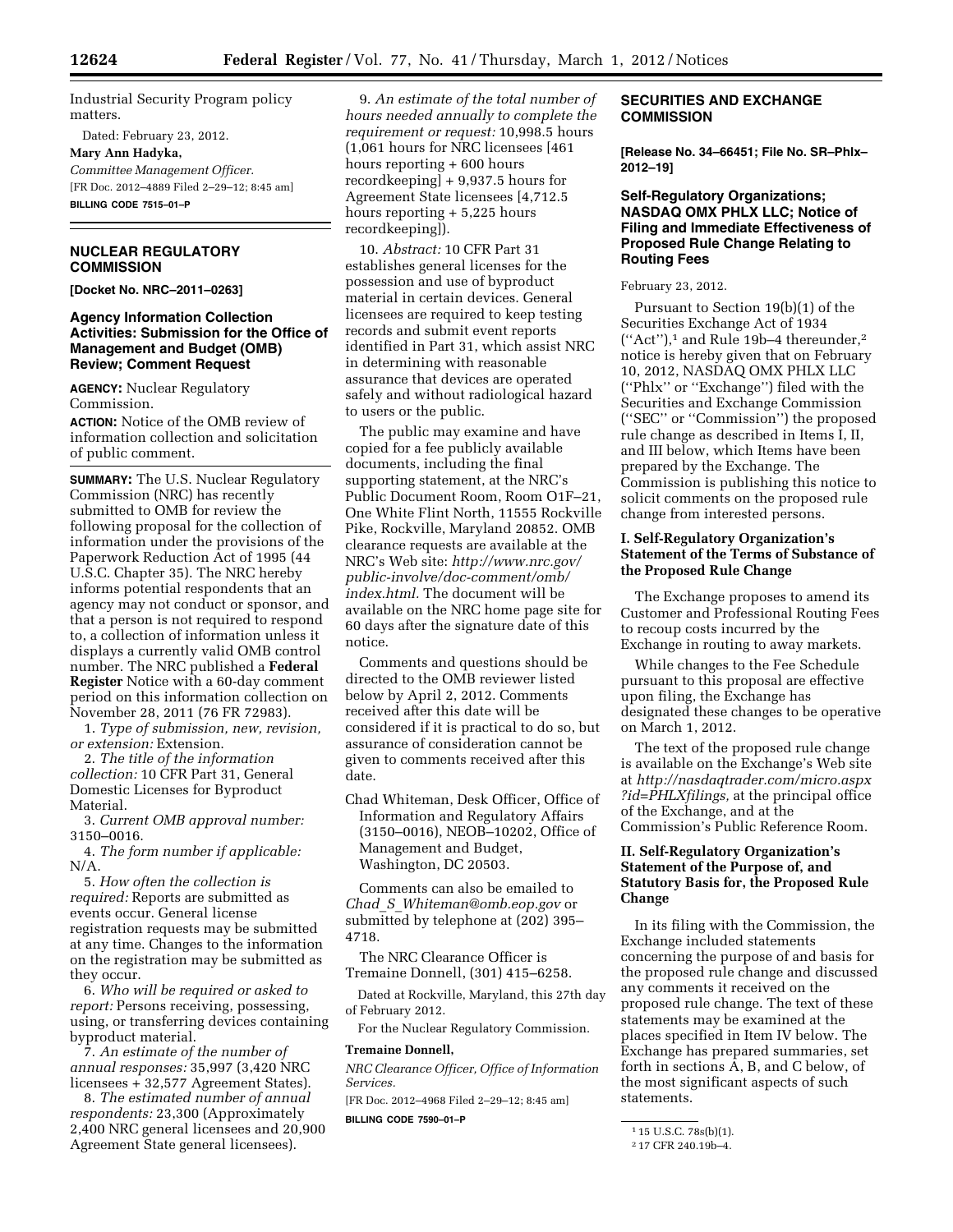Industrial Security Program policy matters.

Dated: February 23, 2012.

**Mary Ann Hadyka,**

*Committee Management Officer.*

[FR Doc. 2012–4889 Filed 2–29–12; 8:45 am]

**BILLING CODE 7515–01–P**

## NUCLEAR REGULATORY COMMISSION

**[Docket No. NRC–2011–0263]**

### Agency Information Collection Activities: Submission for the Office of Management and Budget (OMB) Review; Comment Request

**AGENCY:** Nuclear Regulatory Commission.

**ACTION:** Notice of the OMB review of information collection and solicitation of public comment.

**SUMMARY:** The U.S. Nuclear Regulatory Commission (NRC) has recently submitted to OMB for review the following proposal for the collection of information under the provisions of the Paperwork Reduction Act of 1995 (44 U.S.C. Chapter 35). The NRC hereby informs potential respondents that an agency may not conduct or sponsor, and that a person is not required to respond to, a collection of information unless it displays a currently valid OMB control number. The NRC published a **Federal Register** Notice with a 60-day comment period on this information collection on November 28, 2011 (76 FR 72983).

1. *Type of submission, new, revision, or extension:* Extension.

2. *The title of the information collection:* 10 CFR Part 31, General Domestic Licenses for Byproduct Material.

3. *Current OMB approval number:* 3150–0016.

4. *The form number if applicable:* N/A.

5. *How often the collection is required:* Reports are submitted as events occur. General license registration requests may be submitted at any time. Changes to the information on the registration may be submitted as they occur.

6. *Who will be required or asked to report:* Persons receiving, possessing, using, or transferring devices containing byproduct material.

7. *An estimate of the number of annual responses:* 35,997 (3,420 NRC licensees + 32,577 Agreement States).

8. *The estimated number of annual respondents:* 23,300 (Approximately 2,400 NRC general licensees and 20,900 Agreement State general licensees).

9. *An estimate of the total number of hours needed annually to complete the requirement or request:* 10,998.5 hours (1,061 hours for NRC licensees [461 hours reporting + 600 hours recordkeeping] + 9,937.5 hours for Agreement State licensees [4,712.5 hours reporting + 5,225 hours recordkeeping]).

10. *Abstract:* 10 CFR Part 31 establishes general licenses for the possession and use of byproduct material in certain devices. General licensees are required to keep testing records and submit event reports identified in Part 31, which assist NRC in determining with reasonable assurance that devices are operated safely and without radiological hazard to users or the public.

The public may examine and have copied for a fee publicly available documents, including the final supporting statement, at the NRC's Public Document Room, Room O1F–21, One White Flint North, 11555 Rockville Pike, Rockville, Maryland 20852. OMB clearance requests are available at the NRC's Web site: *http://www.nrc.gov/public-involve/doc-comment/omb/index.html.* The document will be available on the NRC home page site for 60 days after the signature date of this notice.

Comments and questions should be directed to the OMB reviewer listed below by April 2, 2012. Comments received after this date will be considered if it is practical to do so, but assurance of consideration cannot be given to comments received after this date.

Chad Whiteman, Desk Officer, Office of Information and Regulatory Affairs (3150–0016), NEOB–10202, Office of Management and Budget, Washington, DC 20503.

Comments can also be emailed to *Chad_S_Whiteman@omb.eop.gov* or submitted by telephone at (202) 395–4718.

The NRC Clearance Officer is Tremaine Donnell, (301) 415–6258.

Dated at Rockville, Maryland, this 27th day of February 2012.

For the Nuclear Regulatory Commission.

**Tremaine Donnell,**

*NRC Clearance Officer, Office of Information Services.*

[FR Doc. 2012–4968 Filed 2–29–12; 8:45 am]

**BILLING CODE 7590–01–P**

## SECURITIES AND EXCHANGE COMMISSION

**[Release No. 34–66451; File No. SR–Phlx–2012–19]**

### Self-Regulatory Organizations; NASDAQ OMX PHLX LLC; Notice of Filing and Immediate Effectiveness of Proposed Rule Change Relating to Routing Fees

February 23, 2012.

Pursuant to Section 19(b)(1) of the Securities Exchange Act of 1934 (''Act''),[1] and Rule 19b–4 thereunder,[2] notice is hereby given that on February 10, 2012, NASDAQ OMX PHLX LLC (''Phlx'' or ''Exchange'') filed with the Securities and Exchange Commission (''SEC'' or ''Commission'') the proposed rule change as described in Items I, II, and III below, which Items have been prepared by the Exchange. The Commission is publishing this notice to solicit comments on the proposed rule change from interested persons.

#### I. Self-Regulatory Organization's Statement of the Terms of Substance of the Proposed Rule Change

The Exchange proposes to amend its Customer and Professional Routing Fees to recoup costs incurred by the Exchange in routing to away markets.

While changes to the Fee Schedule pursuant to this proposal are effective upon filing, the Exchange has designated these changes to be operative on March 1, 2012.

The text of the proposed rule change is available on the Exchange's Web site at *http://nasdaqtrader.com/micro.aspx?id=PHLXfilings,* at the principal office of the Exchange, and at the Commission's Public Reference Room.

#### II. Self-Regulatory Organization's Statement of the Purpose of, and Statutory Basis for, the Proposed Rule Change

In its filing with the Commission, the Exchange included statements concerning the purpose of and basis for the proposed rule change and discussed any comments it received on the proposed rule change. The text of these statements may be examined at the places specified in Item IV below. The Exchange has prepared summaries, set forth in sections A, B, and C below, of the most significant aspects of such statements.

[1] 15 U.S.C. 78s(b)(1).

[2] 17 CFR 240.19b–4.